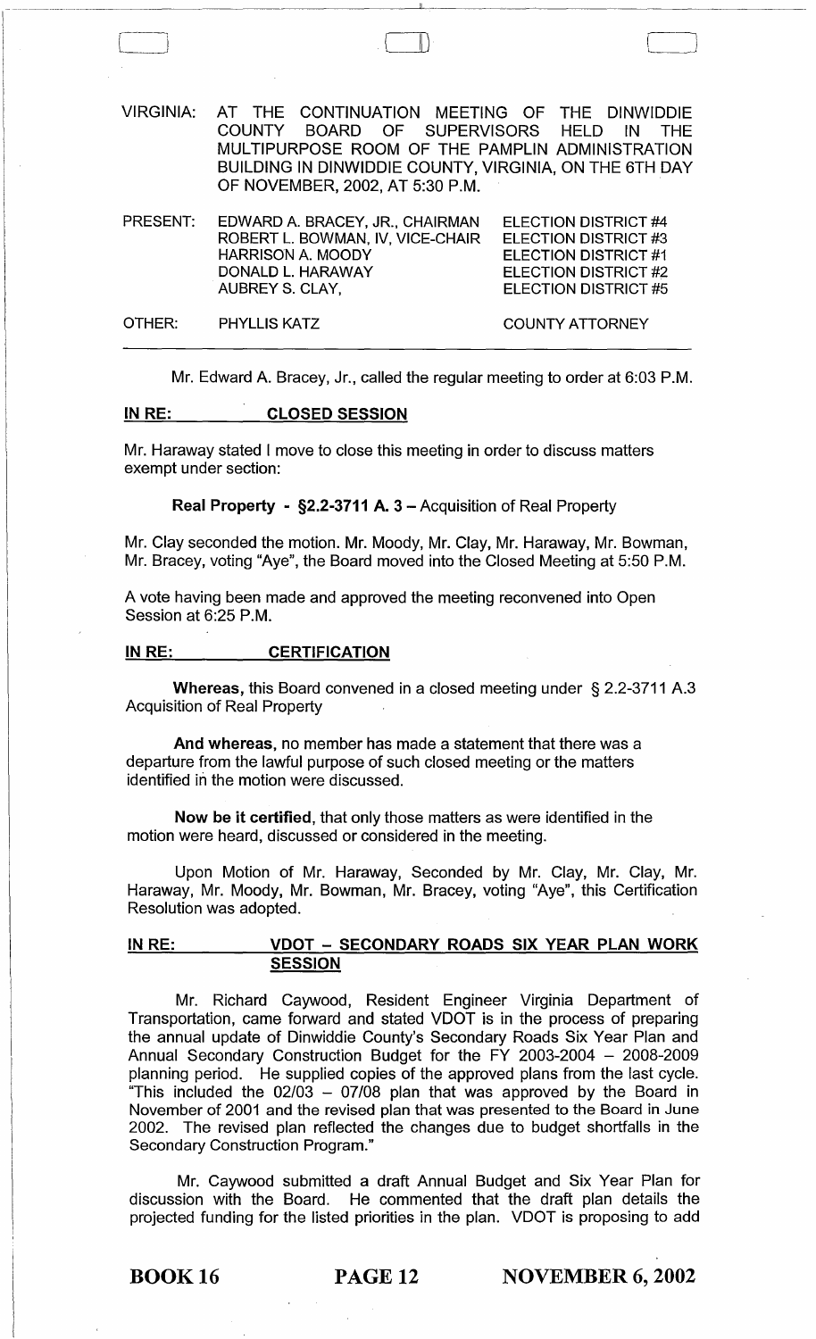VIRGINIA: AT THE CONTINUATION MEETING OF THE DINWIDDIE COUNTY BOARD OF SUPERVISORS HELD IN THE MULTIPURPOSE ROOM OF THE PAMPLIN ADMINISTRATION BUILDING IN DINWIDDIE COUNTY, VIRGINIA, ON THE 6TH DAY OF NOVEMBER, 2002, AT 5:30 P.M.

| | | |
|---|---|---|
| PRESENT: | EDWARD A. BRACEY, JR., CHAIRMAN | ELECTION DISTRICT #4 |
| | ROBERT L. BOWMAN, IV, VICE-CHAIR | ELECTION DISTRICT #3 |
| | HARRISON A. MOODY | ELECTION DISTRICT #1 |
| | DONALD L. HARAWAY | ELECTION DISTRICT #2 |
| | AUBREY S. CLAY, | ELECTION DISTRICT #5 |
| OTHER: | PHYLLIS KATZ | COUNTY ATTORNEY |

Mr. Edward A. Bracey, Jr., called the regular meeting to order at 6:03 P.M.

**IN RE: CLOSED SESSION**

Mr. Haraway stated I move to close this meeting in order to discuss matters exempt under section:

**Real Property - §2.2-3711 A. 3 –** Acquisition of Real Property

Mr. Clay seconded the motion. Mr. Moody, Mr. Clay, Mr. Haraway, Mr. Bowman, Mr. Bracey, voting "Aye", the Board moved into the Closed Meeting at 5:50 P.M.

A vote having been made and approved the meeting reconvened into Open Session at 6:25 P.M.

**IN RE: CERTIFICATION**

**Whereas,** this Board convened in a closed meeting under § 2.2-3711 A.3 Acquisition of Real Property

**And whereas,** no member has made a statement that there was a departure from the lawful purpose of such closed meeting or the matters identified in the motion were discussed.

**Now be it certified,** that only those matters as were identified in the motion were heard, discussed or considered in the meeting.

Upon Motion of Mr. Haraway, Seconded by Mr. Clay, Mr. Clay, Mr. Haraway, Mr. Moody, Mr. Bowman, Mr. Bracey, voting "Aye", this Certification Resolution was adopted.

**IN RE: VDOT – SECONDARY ROADS SIX YEAR PLAN WORK SESSION**

Mr. Richard Caywood, Resident Engineer Virginia Department of Transportation, came forward and stated VDOT is in the process of preparing the annual update of Dinwiddie County's Secondary Roads Six Year Plan and Annual Secondary Construction Budget for the FY 2003-2004 – 2008-2009 planning period. He supplied copies of the approved plans from the last cycle. "This included the 02/03 – 07/08 plan that was approved by the Board in November of 2001 and the revised plan that was presented to the Board in June 2002. The revised plan reflected the changes due to budget shortfalls in the Secondary Construction Program."

Mr. Caywood submitted a draft Annual Budget and Six Year Plan for discussion with the Board. He commented that the draft plan details the projected funding for the listed priorities in the plan. VDOT is proposing to add

BOOK 16 PAGE 12 NOVEMBER 6, 2002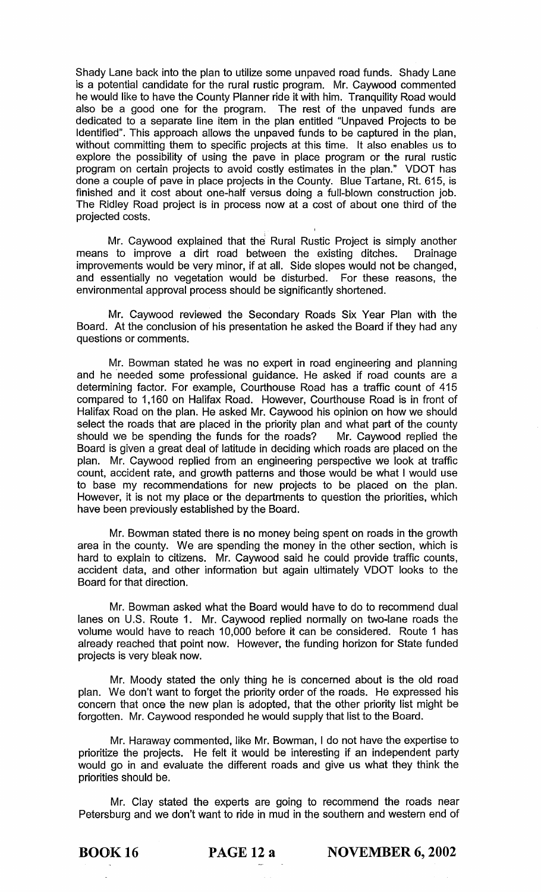Shady Lane back into the plan to utilize some unpaved road funds. Shady Lane is a potential candidate for the rural rustic program. Mr. Caywood commented he would like to have the County Planner ride it with him. Tranquility Road would also be a good one for the program. The rest of the unpaved funds are dedicated to a separate line item in the plan entitled "Unpaved Projects to be Identified". This approach allows the unpaved funds to be captured in the plan, without committing them to specific projects at this time. It also enables us to explore the possibility of using the pave in place program or the rural rustic program on certain projects to avoid costly estimates in the plan." VDOT has done a couple of pave in place projects in the County. Blue Tartane, Rt. 615, is finished and it cost about one-half versus doing a full-blown construction job. The Ridley Road project is in process now at a cost of about one third of the projected costs.

Mr. Caywood explained that the Rural Rustic Project is simply another means to improve a dirt road between the existing ditches. Drainage improvements would be very minor, if at all. Side slopes would not be changed, and essentially no vegetation would be disturbed. For these reasons, the environmental approval process should be significantly shortened.

Mr. Caywood reviewed the Secondary Roads Six Year Plan with the Board. At the conclusion of his presentation he asked the Board if they had any questions or comments.

Mr. Bowman stated he was no expert in road engineering and planning and he needed some professional guidance. He asked if road counts are a determining factor. For example, Courthouse Road has a traffic count of 415 compared to 1,160 on Halifax Road. However, Courthouse Road is in front of Halifax Road on the plan. He asked Mr. Caywood his opinion on how we should select the roads that are placed in the priority plan and what part of the county should we be spending the funds for the roads? Mr. Caywood replied the Board is given a great deal of latitude in deciding which roads are placed on the plan. Mr. Caywood replied from an engineering perspective we look at traffic count, accident rate, and growth patterns and those would be what I would use to base my recommendations for new projects to be placed on the plan. However, it is not my place or the departments to question the priorities, which have been previously established by the Board.

Mr. Bowman stated there is no money being spent on roads in the growth area in the county. We are spending the money in the other section, which is hard to explain to citizens. Mr. Caywood said he could provide traffic counts, accident data, and other information but again ultimately VDOT looks to the Board for that direction.

Mr. Bowman asked what the Board would have to do to recommend dual lanes on U.S. Route 1. Mr. Caywood replied normally on two-lane roads the volume would have to reach 10,000 before it can be considered. Route 1 has already reached that point now. However, the funding horizon for State funded projects is very bleak now.

Mr. Moody stated the only thing he is concerned about is the old road plan. We don't want to forget the priority order of the roads. He expressed his concern that once the new plan is adopted, that the other priority list might be forgotten. Mr. Caywood responded he would supply that list to the Board.

Mr. Haraway commented, like Mr. Bowman, I do not have the expertise to prioritize the projects. He felt it would be interesting if an independent party would go in and evaluate the different roads and give us what they think the priorities should be.

Mr. Clay stated the experts are going to recommend the roads near Petersburg and we don't want to ride in mud in the southern and western end of

**BOOK 16** **PAGE 12 a** **NOVEMBER 6, 2002**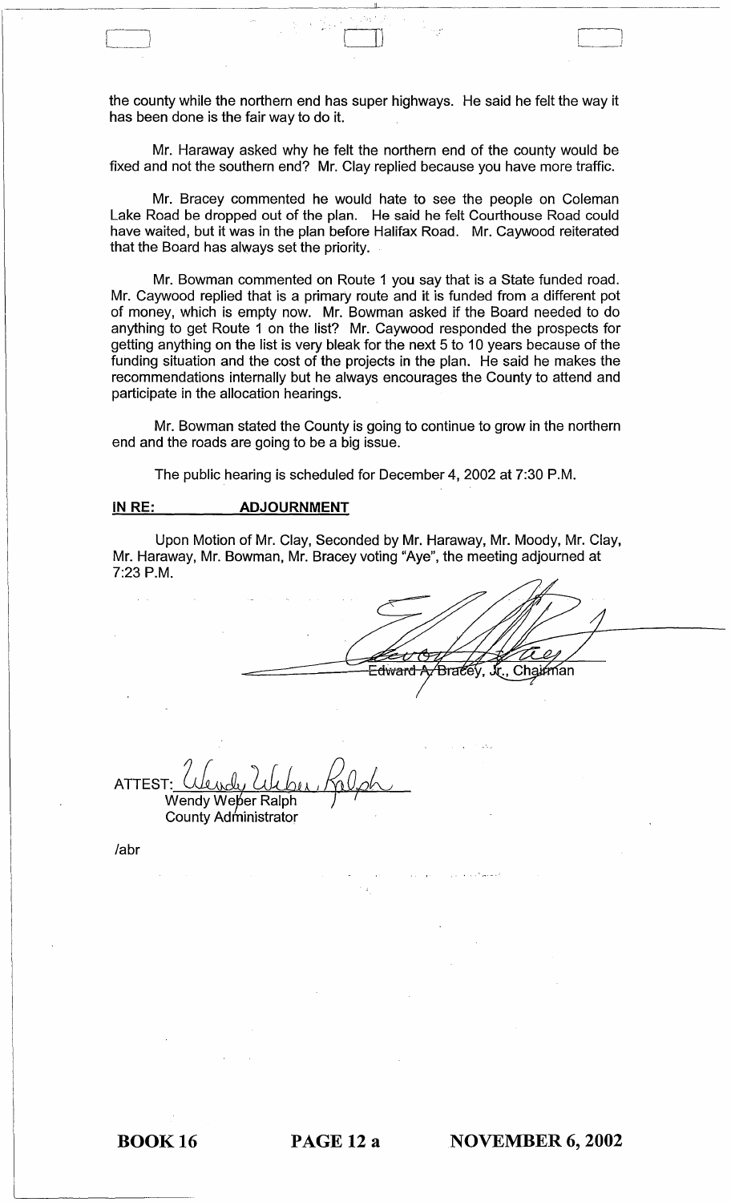the county while the northern end has super highways. He said he felt the way it has been done is the fair way to do it.

Mr. Haraway asked why he felt the northern end of the county would be fixed and not the southern end? Mr. Clay replied because you have more traffic.

Mr. Bracey commented he would hate to see the people on Coleman Lake Road be dropped out of the plan. He said he felt Courthouse Road could have waited, but it was in the plan before Halifax Road. Mr. Caywood reiterated that the Board has always set the priority.

Mr. Bowman commented on Route 1 you say that is a State funded road. Mr. Caywood replied that is a primary route and it is funded from a different pot of money, which is empty now. Mr. Bowman asked if the Board needed to do anything to get Route 1 on the list? Mr. Caywood responded the prospects for getting anything on the list is very bleak for the next 5 to 10 years because of the funding situation and the cost of the projects in the plan. He said he makes the recommendations internally but he always encourages the County to attend and participate in the allocation hearings.

Mr. Bowman stated the County is going to continue to grow in the northern end and the roads are going to be a big issue.

The public hearing is scheduled for December 4, 2002 at 7:30 P.M.

**IN RE: ADJOURNMENT**

Upon Motion of Mr. Clay, Seconded by Mr. Haraway, Mr. Moody, Mr. Clay, Mr. Haraway, Mr. Bowman, Mr. Bracey voting "Aye", the meeting adjourned at 7:23 P.M.

Edward A. Bracey, Jr., Chairman

ATTEST:
Wendy Weber Ralph
County Administrator

/abr

BOOK 16 PAGE 12 a NOVEMBER 6, 2002